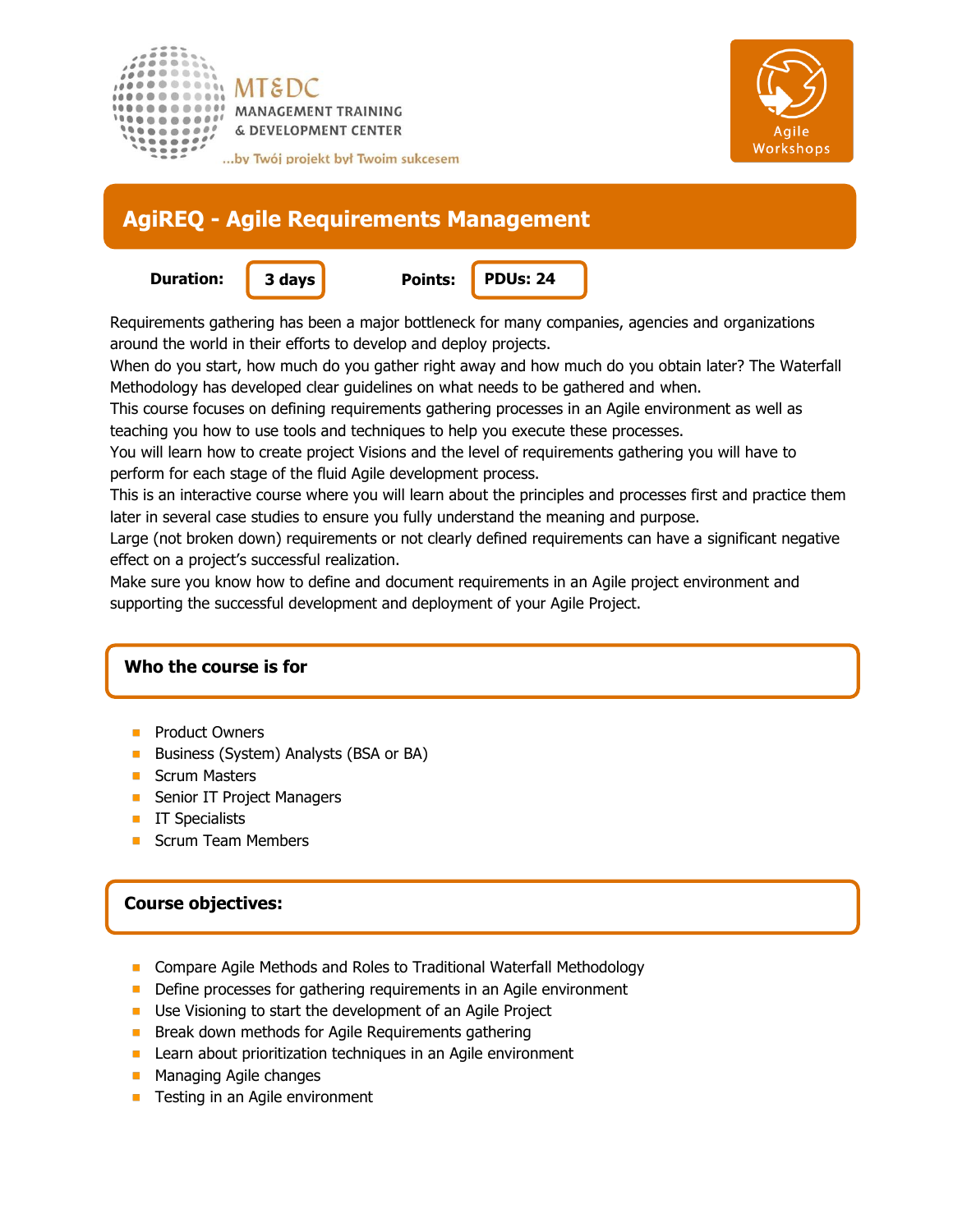MT&DC
MANAGEMENT TRAINING
& DEVELOPMENT CENTER

...by Twój projekt był Twoim sukcesem

Agile Workshops

# AgiREQ - Agile Requirements Management

**Duration:** **3 days** **Points:** **PDUs: 24**

Requirements gathering has been a major bottleneck for many companies, agencies and organizations around the world in their efforts to develop and deploy projects.
When do you start, how much do you gather right away and how much do you obtain later? The Waterfall Methodology has developed clear guidelines on what needs to be gathered and when.
This course focuses on defining requirements gathering processes in an Agile environment as well as teaching you how to use tools and techniques to help you execute these processes.
You will learn how to create project Visions and the level of requirements gathering you will have to perform for each stage of the fluid Agile development process.
This is an interactive course where you will learn about the principles and processes first and practice them later in several case studies to ensure you fully understand the meaning and purpose.
Large (not broken down) requirements or not clearly defined requirements can have a significant negative effect on a project's successful realization.
Make sure you know how to define and document requirements in an Agile project environment and supporting the successful development and deployment of your Agile Project.

## Who the course is for

- Product Owners
- Business (System) Analysts (BSA or BA)
- Scrum Masters
- Senior IT Project Managers
- IT Specialists
- Scrum Team Members

## Course objectives:

- Compare Agile Methods and Roles to Traditional Waterfall Methodology
- Define processes for gathering requirements in an Agile environment
- Use Visioning to start the development of an Agile Project
- Break down methods for Agile Requirements gathering
- Learn about prioritization techniques in an Agile environment
- Managing Agile changes
- Testing in an Agile environment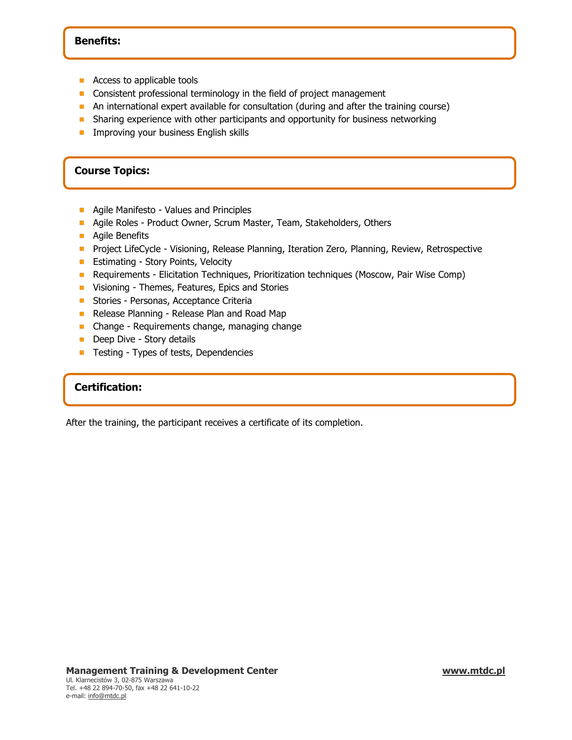## Benefits:

- Access to applicable tools
- Consistent professional terminology in the field of project management
- An international expert available for consultation (during and after the training course)
- Sharing experience with other participants and opportunity for business networking
- Improving your business English skills

## Course Topics:

- Agile Manifesto - Values and Principles
- Agile Roles - Product Owner, Scrum Master, Team, Stakeholders, Others
- Agile Benefits
- Project LifeCycle - Visioning, Release Planning, Iteration Zero, Planning, Review, Retrospective
- Estimating - Story Points, Velocity
- Requirements - Elicitation Techniques, Prioritization techniques (Moscow, Pair Wise Comp)
- Visioning - Themes, Features, Epics and Stories
- Stories - Personas, Acceptance Criteria
- Release Planning - Release Plan and Road Map
- Change - Requirements change, managing change
- Deep Dive - Story details
- Testing - Types of tests, Dependencies

## Certification:

After the training, the participant receives a certificate of its completion.

**Management Training & Development Center**
Ul. Klarnecistów 3, 02-875 Warszawa
Tel. +48 22 894-70-50, fax +48 22 641-10-22
e-mail: info@mtdc.pl

**www.mtdc.pl**